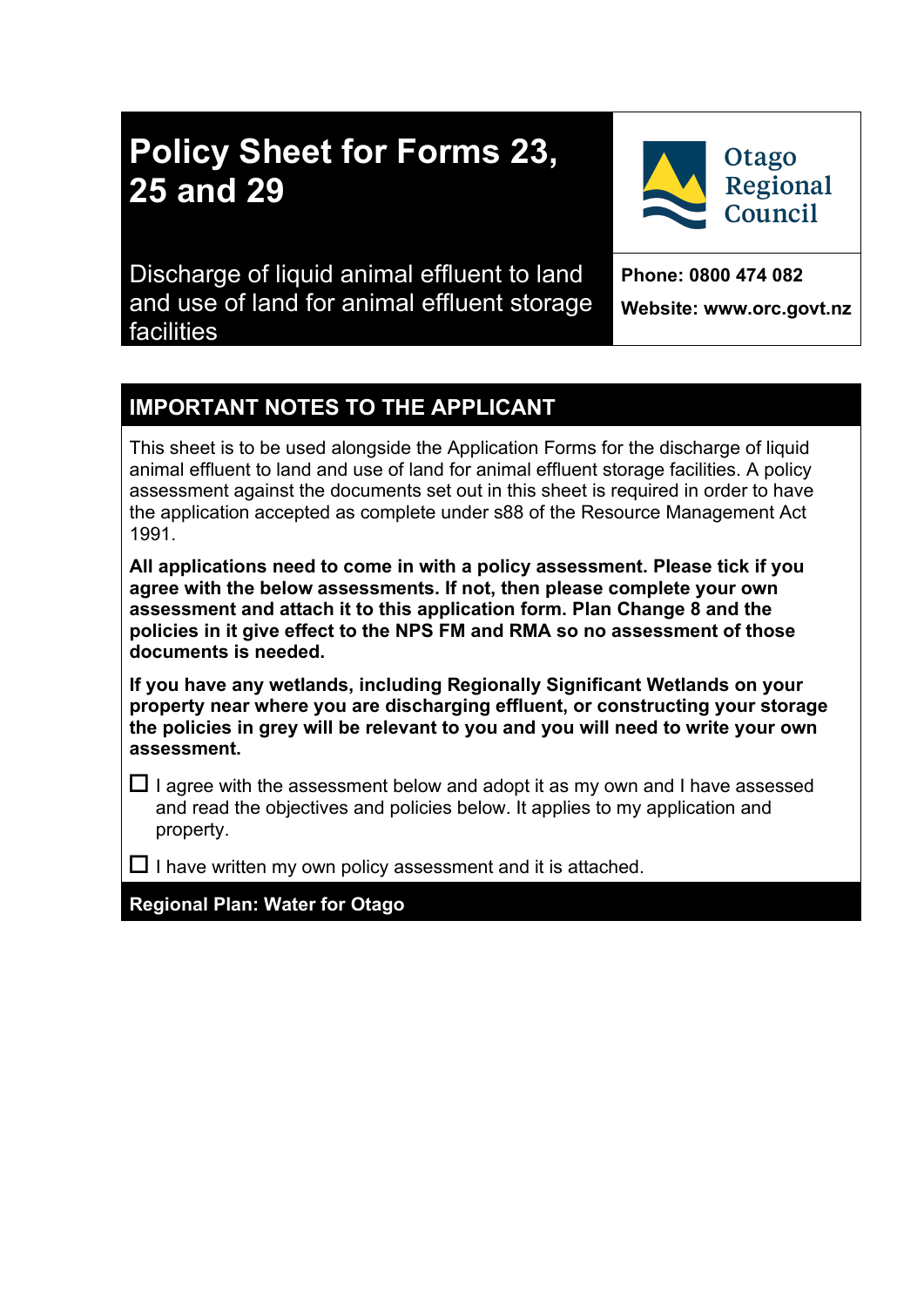# Policy Sheet for Forms 23, 25 and 29

Discharge of liquid animal effluent to land and use of land for animal effluent storage facilities

Otago Regional Council

**Phone: 0800 474 082**

**Website: www.orc.govt.nz**

## IMPORTANT NOTES TO THE APPLICANT

This sheet is to be used alongside the Application Forms for the discharge of liquid animal effluent to land and use of land for animal effluent storage facilities. A policy assessment against the documents set out in this sheet is required in order to have the application accepted as complete under s88 of the Resource Management Act 1991.

**All applications need to come in with a policy assessment. Please tick if you agree with the below assessments. If not, then please complete your own assessment and attach it to this application form. Plan Change 8 and the policies in it give effect to the NPS FM and RMA so no assessment of those documents is needed.**

**If you have any wetlands, including Regionally Significant Wetlands on your property near where you are discharging effluent, or constructing your storage the policies in grey will be relevant to you and you will need to write your own assessment.**

☐ I agree with the assessment below and adopt it as my own and I have assessed and read the objectives and policies below. It applies to my application and property.

☐ I have written my own policy assessment and it is attached.

**Regional Plan: Water for Otago**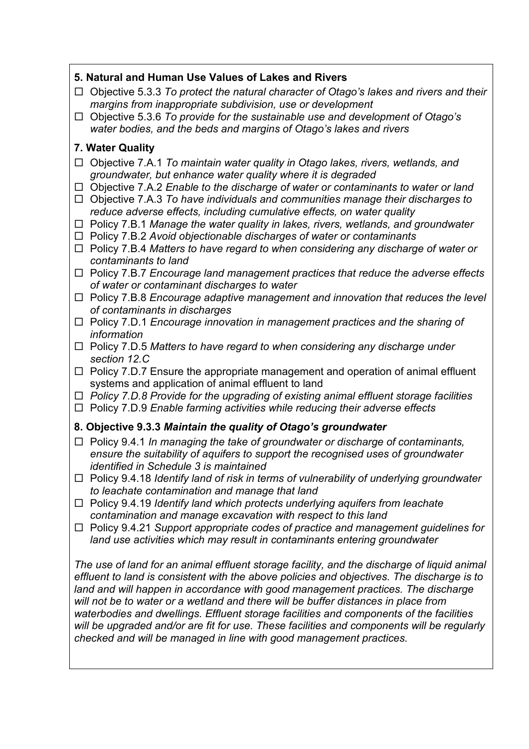### 5. Natural and Human Use Values of Lakes and Rivers

- ☐ Objective 5.3.3 *To protect the natural character of Otago's lakes and rivers and their margins from inappropriate subdivision, use or development*
- ☐ Objective 5.3.6 *To provide for the sustainable use and development of Otago's water bodies, and the beds and margins of Otago's lakes and rivers*

### 7. Water Quality

- ☐ Objective 7.A.1 *To maintain water quality in Otago lakes, rivers, wetlands, and groundwater, but enhance water quality where it is degraded*
- ☐ Objective 7.A.2 *Enable to the discharge of water or contaminants to water or land*
- ☐ Objective 7.A.3 *To have individuals and communities manage their discharges to reduce adverse effects, including cumulative effects, on water quality*
- ☐ Policy 7.B.1 *Manage the water quality in lakes, rivers, wetlands, and groundwater*
- ☐ Policy 7.B.2 *Avoid objectionable discharges of water or contaminants*
- ☐ Policy 7.B.4 *Matters to have regard to when considering any discharge of water or contaminants to land*
- ☐ Policy 7.B.7 *Encourage land management practices that reduce the adverse effects of water or contaminant discharges to water*
- ☐ Policy 7.B.8 *Encourage adaptive management and innovation that reduces the level of contaminants in discharges*
- ☐ Policy 7.D.1 *Encourage innovation in management practices and the sharing of information*
- ☐ Policy 7.D.5 *Matters to have regard to when considering any discharge under section 12.C*
- ☐ Policy 7.D.7 Ensure the appropriate management and operation of animal effluent systems and application of animal effluent to land
- ☐ *Policy 7.D.8 Provide for the upgrading of existing animal effluent storage facilities*
- ☐ Policy 7.D.9 *Enable farming activities while reducing their adverse effects*

### 8. Objective 9.3.3 *Maintain the quality of Otago's groundwater*

- ☐ Policy 9.4.1 *In managing the take of groundwater or discharge of contaminants, ensure the suitability of aquifers to support the recognised uses of groundwater identified in Schedule 3 is maintained*
- ☐ Policy 9.4.18 *Identify land of risk in terms of vulnerability of underlying groundwater to leachate contamination and manage that land*
- ☐ Policy 9.4.19 *Identify land which protects underlying aquifers from leachate contamination and manage excavation with respect to this land*
- ☐ Policy 9.4.21 *Support appropriate codes of practice and management guidelines for land use activities which may result in contaminants entering groundwater*

*The use of land for an animal effluent storage facility, and the discharge of liquid animal effluent to land is consistent with the above policies and objectives. The discharge is to land and will happen in accordance with good management practices. The discharge will not be to water or a wetland and there will be buffer distances in place from waterbodies and dwellings. Effluent storage facilities and components of the facilities will be upgraded and/or are fit for use. These facilities and components will be regularly checked and will be managed in line with good management practices.*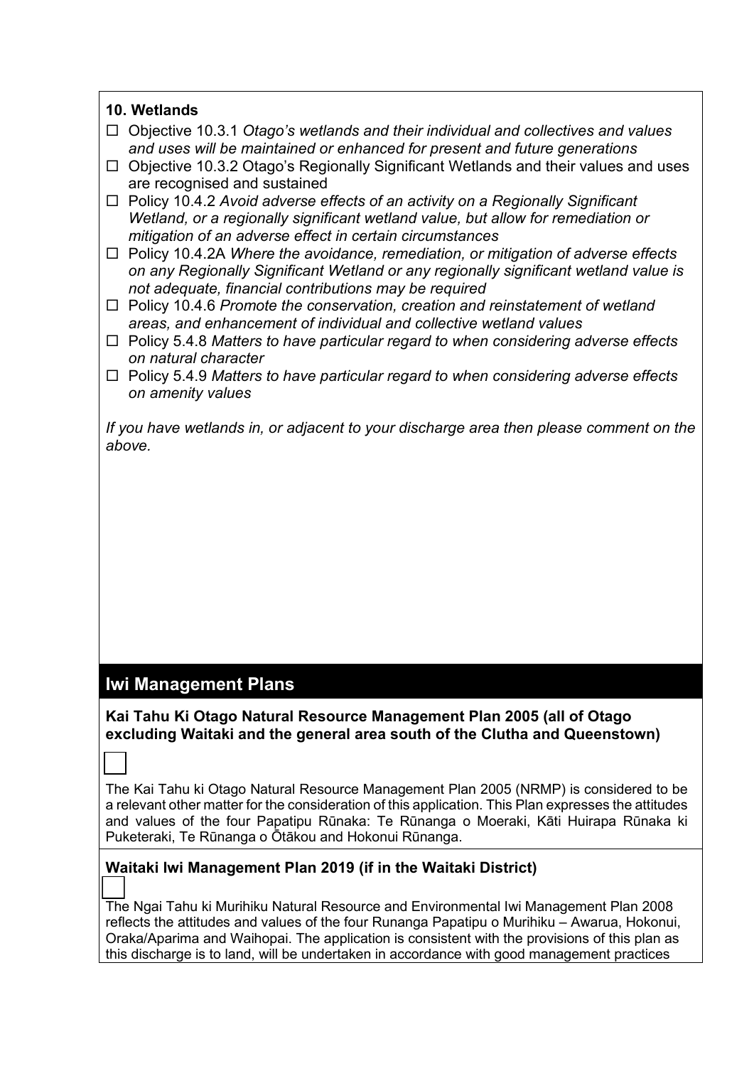**10. Wetlands**

- ☐ Objective 10.3.1 *Otago's wetlands and their individual and collectives and values and uses will be maintained or enhanced for present and future generations*
- ☐ Objective 10.3.2 Otago's Regionally Significant Wetlands and their values and uses are recognised and sustained
- ☐ Policy 10.4.2 *Avoid adverse effects of an activity on a Regionally Significant Wetland, or a regionally significant wetland value, but allow for remediation or mitigation of an adverse effect in certain circumstances*
- ☐ Policy 10.4.2A *Where the avoidance, remediation, or mitigation of adverse effects on any Regionally Significant Wetland or any regionally significant wetland value is not adequate, financial contributions may be required*
- ☐ Policy 10.4.6 *Promote the conservation, creation and reinstatement of wetland areas, and enhancement of individual and collective wetland values*
- ☐ Policy 5.4.8 *Matters to have particular regard to when considering adverse effects on natural character*
- ☐ Policy 5.4.9 *Matters to have particular regard to when considering adverse effects on amenity values*

*If you have wetlands in, or adjacent to your discharge area then please comment on the above.*

## Iwi Management Plans

**Kai Tahu Ki Otago Natural Resource Management Plan 2005 (all of Otago excluding Waitaki and the general area south of the Clutha and Queenstown)**

☐

The Kai Tahu ki Otago Natural Resource Management Plan 2005 (NRMP) is considered to be a relevant other matter for the consideration of this application. This Plan expresses the attitudes and values of the four Papatipu Rūnaka: Te Rūnanga o Moeraki, Kāti Huirapa Rūnaka ki Puketeraki, Te Rūnanga o Ōtākou and Hokonui Rūnanga.

**Waitaki Iwi Management Plan 2019 (if in the Waitaki District)**

☐

The Ngai Tahu ki Murihiku Natural Resource and Environmental Iwi Management Plan 2008 reflects the attitudes and values of the four Runanga Papatipu o Murihiku – Awarua, Hokonui, Oraka/Aparima and Waihopai. The application is consistent with the provisions of this plan as this discharge is to land, will be undertaken in accordance with good management practices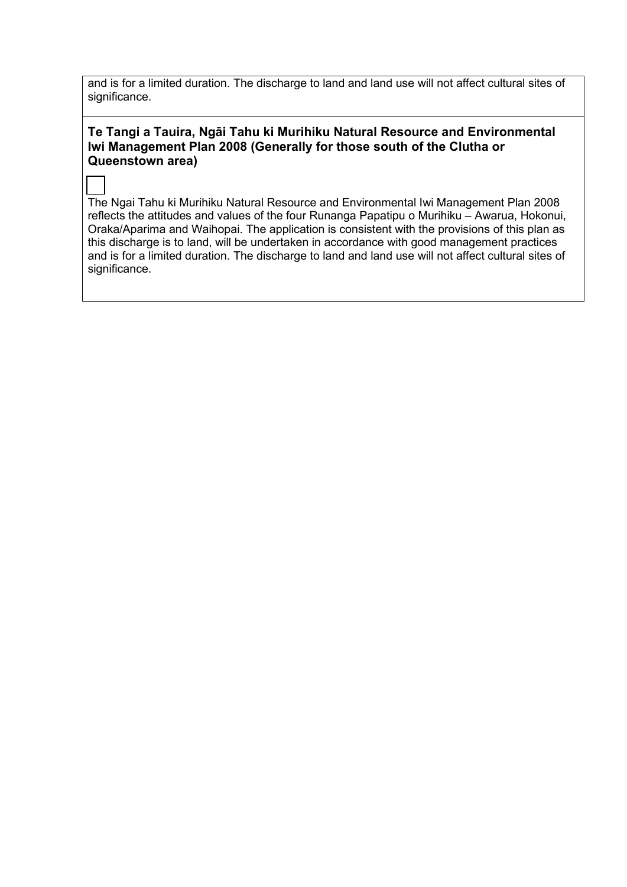and is for a limited duration. The discharge to land and land use will not affect cultural sites of significance.

**Te Tangi a Tauira, Ngāi Tahu ki Murihiku Natural Resource and Environmental Iwi Management Plan 2008 (Generally for those south of the Clutha or Queenstown area)**

☐

The Ngai Tahu ki Murihiku Natural Resource and Environmental Iwi Management Plan 2008 reflects the attitudes and values of the four Runanga Papatipu o Murihiku – Awarua, Hokonui, Oraka/Aparima and Waihopai. The application is consistent with the provisions of this plan as this discharge is to land, will be undertaken in accordance with good management practices and is for a limited duration. The discharge to land and land use will not affect cultural sites of significance.